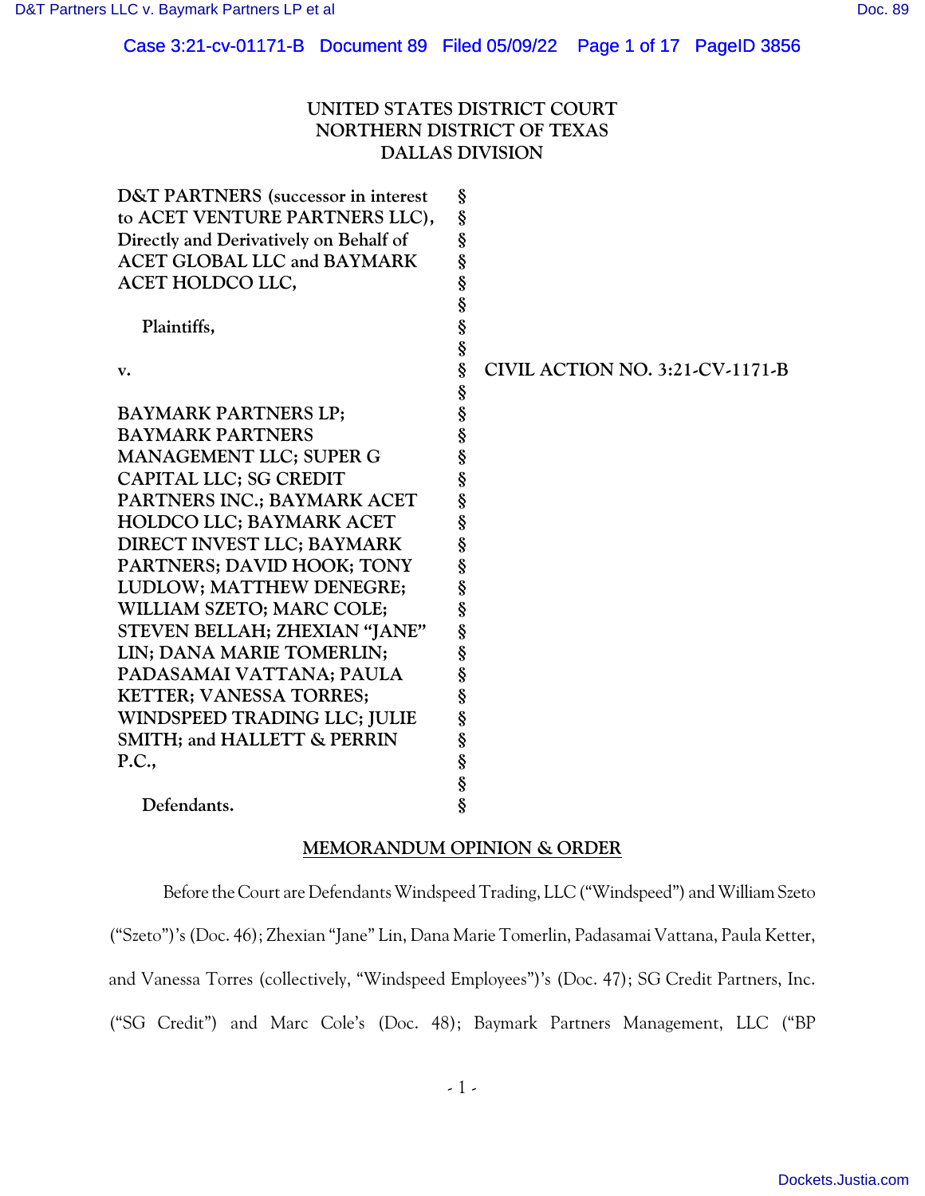UNITED STATES DISTRICT COURT
NORTHERN DISTRICT OF TEXAS
DALLAS DIVISION

| | | |
|---|---|---|
| D&T PARTNERS (successor in interest to ACET VENTURE PARTNERS LLC), Directly and Derivatively on Behalf of ACET GLOBAL LLC and BAYMARK ACET HOLDCO LLC,<br><br>Plaintiffs,<br><br>v.<br><br>BAYMARK PARTNERS LP; BAYMARK PARTNERS MANAGEMENT LLC; SUPER G CAPITAL LLC; SG CREDIT PARTNERS INC.; BAYMARK ACET HOLDCO LLC; BAYMARK ACET DIRECT INVEST LLC; BAYMARK PARTNERS; DAVID HOOK; TONY LUDLOW; MATTHEW DENEGRE; WILLIAM SZETO; MARC COLE; STEVEN BELLAH; ZHEXIAN "JANE" LIN; DANA MARIE TOMERLIN; PADASAMAI VATTANA; PAULA KETTER; VANESSA TORRES; WINDSPEED TRADING LLC; JULIE SMITH; and HALLETT & PERRIN P.C.,<br><br>Defendants. | § | CIVIL ACTION NO. 3:21-CV-1171-B |

**MEMORANDUM OPINION & ORDER**

Before the Court are Defendants Windspeed Trading, LLC ("Windspeed") and William Szeto ("Szeto")'s (Doc. 46); Zhexian "Jane" Lin, Dana Marie Tomerlin, Padasamai Vattana, Paula Ketter, and Vanessa Torres (collectively, "Windspeed Employees")'s (Doc. 47); SG Credit Partners, Inc. ("SG Credit") and Marc Cole's (Doc. 48); Baymark Partners Management, LLC ("BP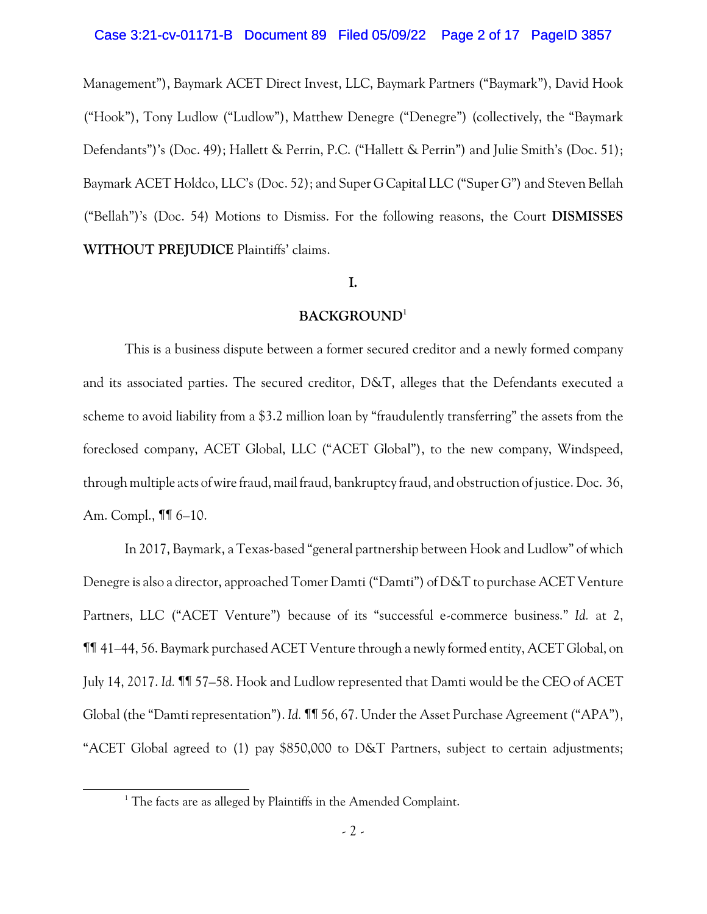Management"), Baymark ACET Direct Invest, LLC, Baymark Partners ("Baymark"), David Hook ("Hook"), Tony Ludlow ("Ludlow"), Matthew Denegre ("Denegre") (collectively, the "Baymark Defendants")'s (Doc. 49); Hallett & Perrin, P.C. ("Hallett & Perrin") and Julie Smith's (Doc. 51); Baymark ACET Holdco, LLC's (Doc. 52); and Super G Capital LLC ("Super G") and Steven Bellah ("Bellah")'s (Doc. 54) Motions to Dismiss. For the following reasons, the Court **DISMISSES WITHOUT PREJUDICE** Plaintiffs' claims.

## I.

## BACKGROUND[1]

This is a business dispute between a former secured creditor and a newly formed company and its associated parties. The secured creditor, D&T, alleges that the Defendants executed a scheme to avoid liability from a $3.2 million loan by "fraudulently transferring" the assets from the foreclosed company, ACET Global, LLC ("ACET Global"), to the new company, Windspeed, through multiple acts of wire fraud, mail fraud, bankruptcy fraud, and obstruction of justice. Doc. 36, Am. Compl., ¶¶ 6–10.

In 2017, Baymark, a Texas-based "general partnership between Hook and Ludlow" of which Denegre is also a director, approached Tomer Damti ("Damti") of D&T to purchase ACET Venture Partners, LLC ("ACET Venture") because of its "successful e-commerce business." *Id.* at 2, ¶¶ 41–44, 56. Baymark purchased ACET Venture through a newly formed entity, ACET Global, on July 14, 2017. *Id.* ¶¶ 57–58. Hook and Ludlow represented that Damti would be the CEO of ACET Global (the "Damti representation"). *Id.* ¶¶ 56, 67. Under the Asset Purchase Agreement ("APA"), "ACET Global agreed to (1) pay $850,000 to D&T Partners, subject to certain adjustments;

[1] The facts are as alleged by Plaintiffs in the Amended Complaint.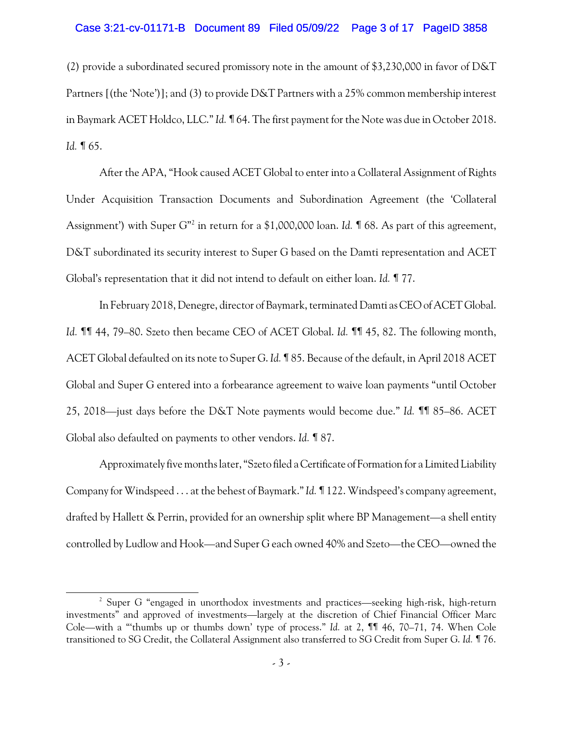(2) provide a subordinated secured promissory note in the amount of $3,230,000 in favor of D&T Partners [(the 'Note')]; and (3) to provide D&T Partners with a 25% common membership interest in Baymark ACET Holdco, LLC." *Id.* ¶ 64. The first payment for the Note was due in October 2018. *Id.* ¶ 65.

After the APA, "Hook caused ACET Global to enter into a Collateral Assignment of Rights Under Acquisition Transaction Documents and Subordination Agreement (the 'Collateral Assignment') with Super G"[2] in return for a $1,000,000 loan. *Id.* ¶ 68. As part of this agreement, D&T subordinated its security interest to Super G based on the Damti representation and ACET Global's representation that it did not intend to default on either loan. *Id.* ¶ 77.

In February 2018, Denegre, director of Baymark, terminated Damti as CEO of ACET Global. *Id.* ¶¶ 44, 79–80. Szeto then became CEO of ACET Global. *Id.* ¶¶ 45, 82. The following month, ACET Global defaulted on its note to Super G. *Id.* ¶ 85. Because of the default, in April 2018 ACET Global and Super G entered into a forbearance agreement to waive loan payments "until October 25, 2018—just days before the D&T Note payments would become due." *Id.* ¶¶ 85–86. ACET Global also defaulted on payments to other vendors. *Id.* ¶ 87.

Approximately five months later, "Szeto filed a Certificate of Formation for a Limited Liability Company for Windspeed . . . at the behest of Baymark." *Id.* ¶ 122. Windspeed's company agreement, drafted by Hallett & Perrin, provided for an ownership split where BP Management—a shell entity controlled by Ludlow and Hook—and Super G each owned 40% and Szeto—the CEO—owned the

---

[2] Super G "engaged in unorthodox investments and practices—seeking high-risk, high-return investments" and approved of investments—largely at the discretion of Chief Financial Officer Marc Cole—with a "'thumbs up or thumbs down' type of process." *Id.* at 2, ¶¶ 46, 70–71, 74. When Cole transitioned to SG Credit, the Collateral Assignment also transferred to SG Credit from Super G. *Id.* ¶ 76.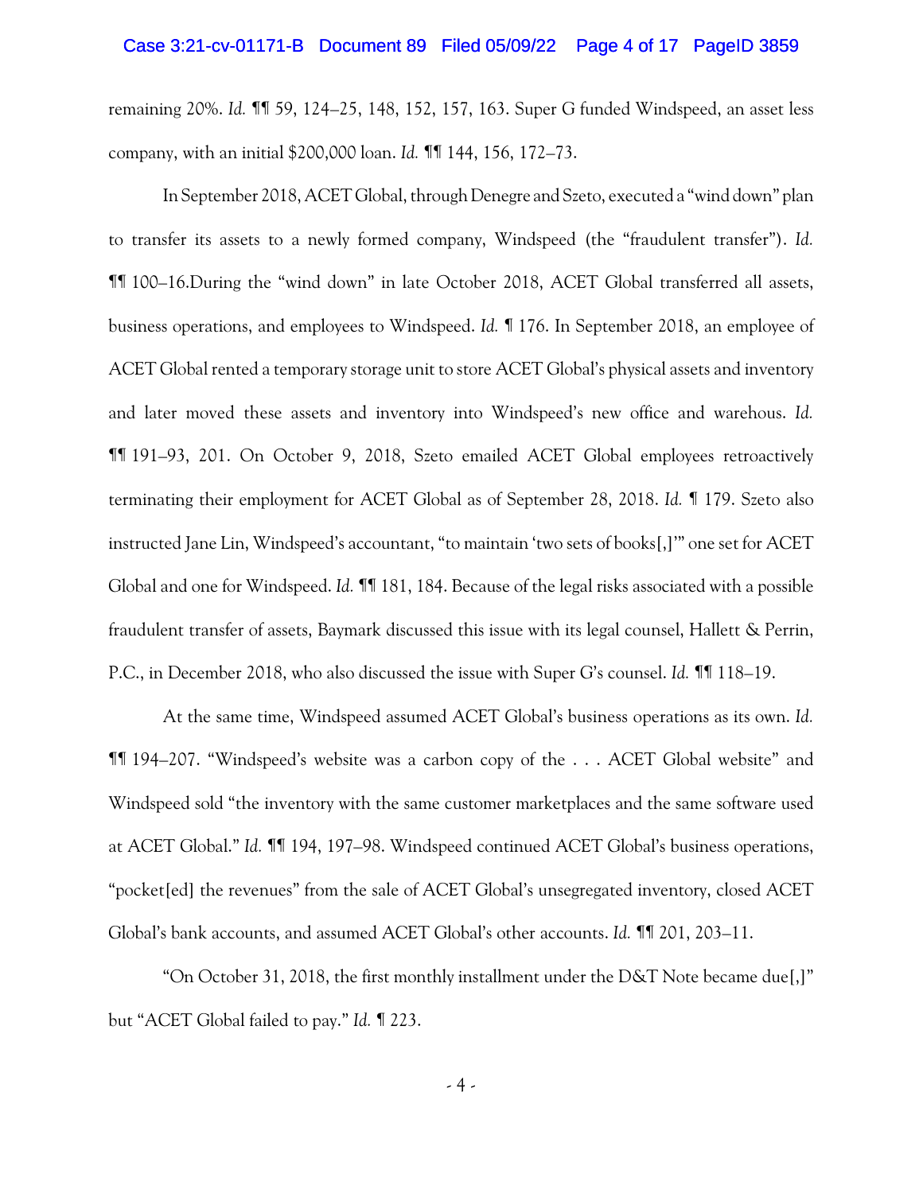remaining 20%. *Id.* ¶¶ 59, 124–25, 148, 152, 157, 163. Super G funded Windspeed, an asset less company, with an initial $200,000 loan. *Id.* ¶¶ 144, 156, 172–73.

In September 2018, ACET Global, through Denegre and Szeto, executed a "wind down" plan to transfer its assets to a newly formed company, Windspeed (the "fraudulent transfer"). *Id.* ¶¶ 100–16.During the "wind down" in late October 2018, ACET Global transferred all assets, business operations, and employees to Windspeed. *Id.* ¶ 176. In September 2018, an employee of ACET Global rented a temporary storage unit to store ACET Global's physical assets and inventory and later moved these assets and inventory into Windspeed's new office and warehous. *Id.* ¶¶ 191–93, 201. On October 9, 2018, Szeto emailed ACET Global employees retroactively terminating their employment for ACET Global as of September 28, 2018. *Id.* ¶ 179. Szeto also instructed Jane Lin, Windspeed's accountant, "to maintain 'two sets of books[,]'" one set for ACET Global and one for Windspeed. *Id.* ¶¶ 181, 184. Because of the legal risks associated with a possible fraudulent transfer of assets, Baymark discussed this issue with its legal counsel, Hallett & Perrin, P.C., in December 2018, who also discussed the issue with Super G's counsel. *Id.* ¶¶ 118–19.

At the same time, Windspeed assumed ACET Global's business operations as its own. *Id.* ¶¶ 194–207. "Windspeed's website was a carbon copy of the . . . ACET Global website" and Windspeed sold "the inventory with the same customer marketplaces and the same software used at ACET Global." *Id.* ¶¶ 194, 197–98. Windspeed continued ACET Global's business operations, "pocket[ed] the revenues" from the sale of ACET Global's unsegregated inventory, closed ACET Global's bank accounts, and assumed ACET Global's other accounts. *Id.* ¶¶ 201, 203–11.

"On October 31, 2018, the first monthly installment under the D&T Note became due[,]" but "ACET Global failed to pay." *Id.* ¶ 223.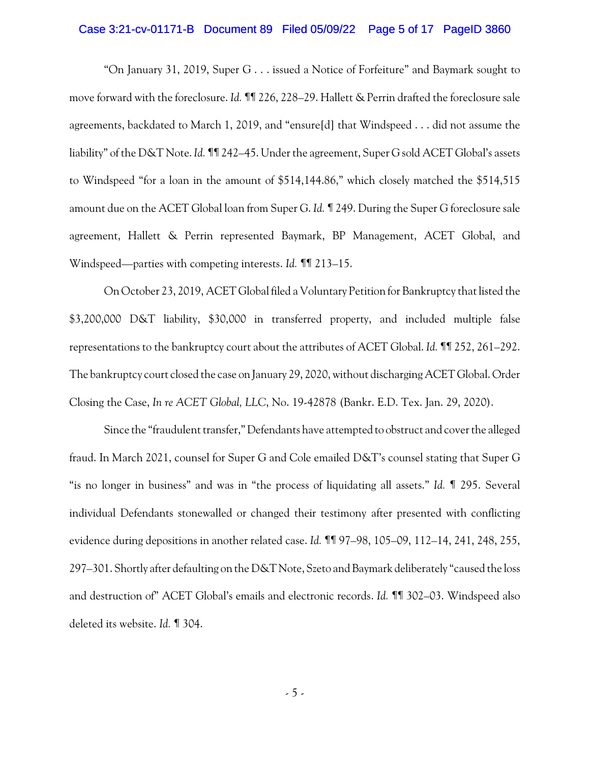"On January 31, 2019, Super G . . . issued a Notice of Forfeiture" and Baymark sought to move forward with the foreclosure. *Id.* ¶¶ 226, 228–29. Hallett & Perrin drafted the foreclosure sale agreements, backdated to March 1, 2019, and "ensure[d] that Windspeed . . . did not assume the liability" of the D&T Note. *Id.* ¶¶ 242–45. Under the agreement, Super G sold ACET Global's assets to Windspeed "for a loan in the amount of $514,144.86," which closely matched the $514,515 amount due on the ACET Global loan from Super G. *Id.* ¶ 249. During the Super G foreclosure sale agreement, Hallett & Perrin represented Baymark, BP Management, ACET Global, and Windspeed—parties with competing interests. *Id.* ¶¶ 213–15.

On October 23, 2019, ACET Global filed a Voluntary Petition for Bankruptcy that listed the $3,200,000 D&T liability, $30,000 in transferred property, and included multiple false representations to the bankruptcy court about the attributes of ACET Global. *Id.* ¶¶ 252, 261–292. The bankruptcy court closed the case on January 29, 2020, without discharging ACET Global. Order Closing the Case, *In re ACET Global, LLC*, No. 19-42878 (Bankr. E.D. Tex. Jan. 29, 2020).

Since the "fraudulent transfer," Defendants have attempted to obstruct and cover the alleged fraud. In March 2021, counsel for Super G and Cole emailed D&T's counsel stating that Super G "is no longer in business" and was in "the process of liquidating all assets." *Id.* ¶ 295. Several individual Defendants stonewalled or changed their testimony after presented with conflicting evidence during depositions in another related case. *Id.* ¶¶ 97–98, 105–09, 112–14, 241, 248, 255, 297–301. Shortly after defaulting on the D&T Note, Szeto and Baymark deliberately "caused the loss and destruction of" ACET Global's emails and electronic records. *Id.* ¶¶ 302–03. Windspeed also deleted its website. *Id.* ¶ 304.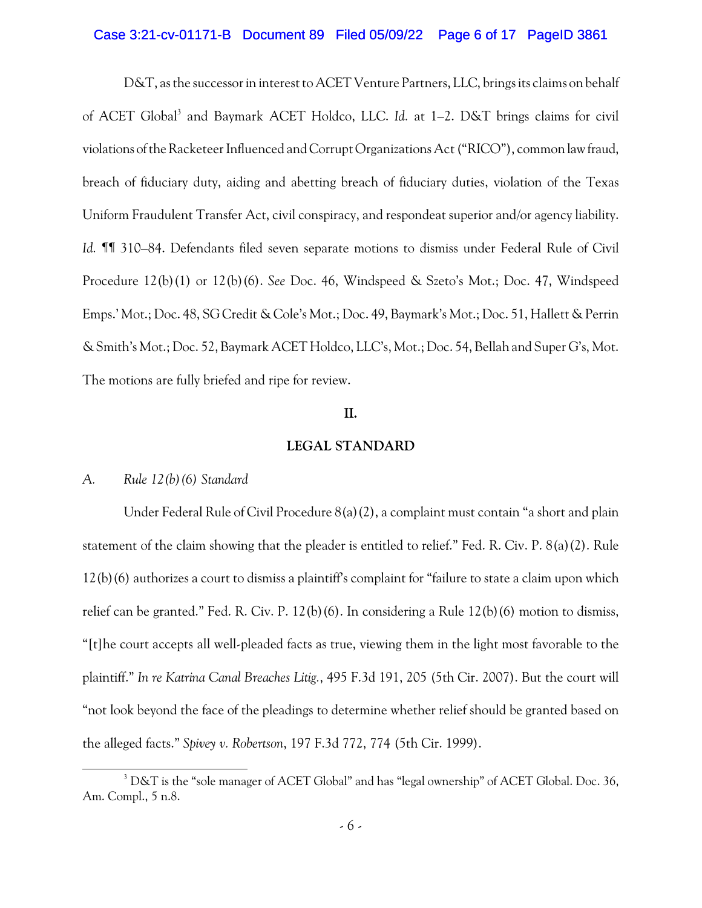D&T, as the successor in interest to ACET Venture Partners, LLC, brings its claims on behalf of ACET Global[3] and Baymark ACET Holdco, LLC. *Id.* at 1–2. D&T brings claims for civil violations of the Racketeer Influenced and Corrupt Organizations Act ("RICO"), common law fraud, breach of fiduciary duty, aiding and abetting breach of fiduciary duties, violation of the Texas Uniform Fraudulent Transfer Act, civil conspiracy, and respondeat superior and/or agency liability. *Id.* ¶¶ 310–84. Defendants filed seven separate motions to dismiss under Federal Rule of Civil Procedure 12(b)(1) or 12(b)(6). *See* Doc. 46, Windspeed & Szeto's Mot.; Doc. 47, Windspeed Emps.' Mot.; Doc. 48, SG Credit & Cole's Mot.; Doc. 49, Baymark's Mot.; Doc. 51, Hallett & Perrin & Smith's Mot.; Doc. 52, Baymark ACET Holdco, LLC's, Mot.; Doc. 54, Bellah and Super G's, Mot. The motions are fully briefed and ripe for review.

## II.

## LEGAL STANDARD

### A. *Rule 12(b)(6) Standard*

Under Federal Rule of Civil Procedure 8(a)(2), a complaint must contain "a short and plain statement of the claim showing that the pleader is entitled to relief." Fed. R. Civ. P. 8(a)(2). Rule 12(b)(6) authorizes a court to dismiss a plaintiff's complaint for "failure to state a claim upon which relief can be granted." Fed. R. Civ. P. 12(b)(6). In considering a Rule 12(b)(6) motion to dismiss, "[t]he court accepts all well-pleaded facts as true, viewing them in the light most favorable to the plaintiff." *In re Katrina Canal Breaches Litig.*, 495 F.3d 191, 205 (5th Cir. 2007). But the court will "not look beyond the face of the pleadings to determine whether relief should be granted based on the alleged facts." *Spivey v. Robertson*, 197 F.3d 772, 774 (5th Cir. 1999).

---

[3] D&T is the "sole manager of ACET Global" and has "legal ownership" of ACET Global. Doc. 36, Am. Compl., 5 n.8.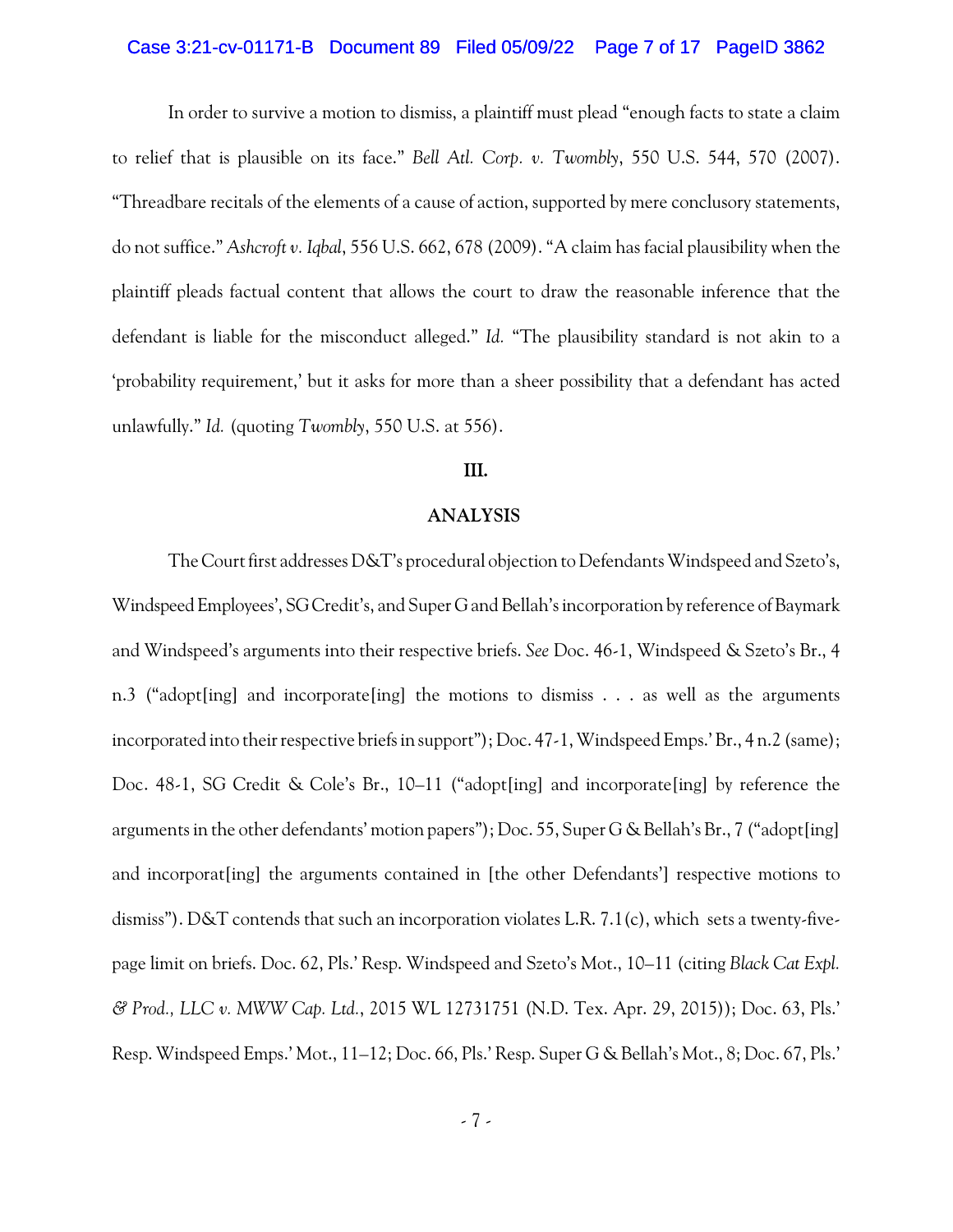In order to survive a motion to dismiss, a plaintiff must plead "enough facts to state a claim to relief that is plausible on its face." *Bell Atl. Corp. v. Twombly*, 550 U.S. 544, 570 (2007). "Threadbare recitals of the elements of a cause of action, supported by mere conclusory statements, do not suffice." *Ashcroft v. Iqbal*, 556 U.S. 662, 678 (2009). "A claim has facial plausibility when the plaintiff pleads factual content that allows the court to draw the reasonable inference that the defendant is liable for the misconduct alleged." *Id.* "The plausibility standard is not akin to a 'probability requirement,' but it asks for more than a sheer possibility that a defendant has acted unlawfully." *Id.* (quoting *Twombly*, 550 U.S. at 556).

**III.**

**ANALYSIS**

The Court first addresses D&T's procedural objection to Defendants Windspeed and Szeto's, Windspeed Employees', SG Credit's, and Super G and Bellah's incorporation by reference of Baymark and Windspeed's arguments into their respective briefs. *See* Doc. 46-1, Windspeed & Szeto's Br., 4 n.3 ("adopt[ing] and incorporate[ing] the motions to dismiss . . . as well as the arguments incorporated into their respective briefs in support"); Doc. 47-1, Windspeed Emps.' Br., 4 n.2 (same); Doc. 48-1, SG Credit & Cole's Br., 10–11 ("adopt[ing] and incorporate[ing] by reference the arguments in the other defendants' motion papers"); Doc. 55, Super G & Bellah's Br., 7 ("adopt[ing] and incorporat[ing] the arguments contained in [the other Defendants'] respective motions to dismiss"). D&T contends that such an incorporation violates L.R. 7.1(c), which sets a twenty-five-page limit on briefs. Doc. 62, Pls.' Resp. Windspeed and Szeto's Mot., 10–11 (citing *Black Cat Expl. & Prod., LLC v. MWW Cap. Ltd.*, 2015 WL 12731751 (N.D. Tex. Apr. 29, 2015)); Doc. 63, Pls.' Resp. Windspeed Emps.' Mot., 11–12; Doc. 66, Pls.' Resp. Super G & Bellah's Mot., 8; Doc. 67, Pls.'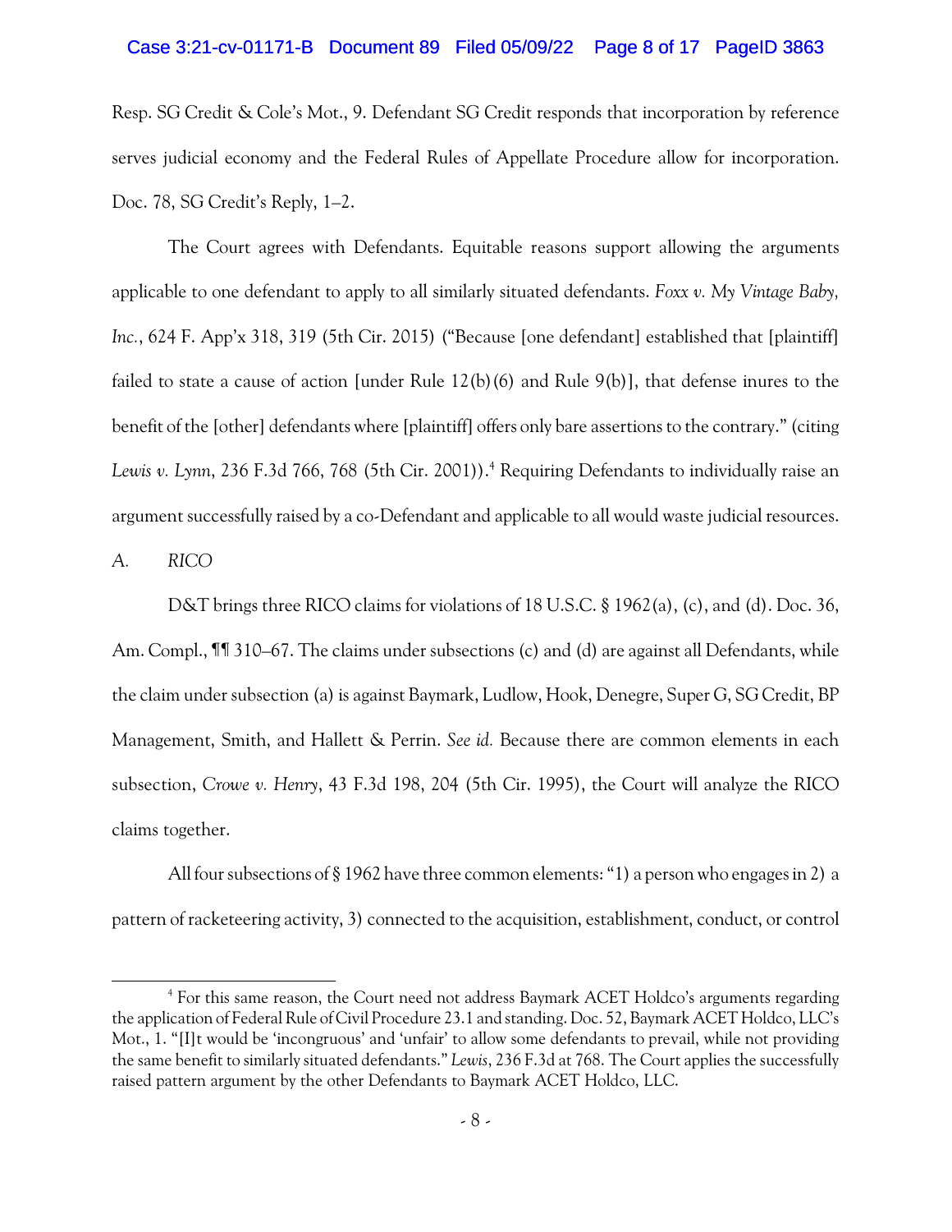Resp. SG Credit & Cole's Mot., 9. Defendant SG Credit responds that incorporation by reference serves judicial economy and the Federal Rules of Appellate Procedure allow for incorporation. Doc. 78, SG Credit's Reply, 1–2.

The Court agrees with Defendants. Equitable reasons support allowing the arguments applicable to one defendant to apply to all similarly situated defendants. *Foxx v. My Vintage Baby, Inc.*, 624 F. App'x 318, 319 (5th Cir. 2015) ("Because [one defendant] established that [plaintiff] failed to state a cause of action [under Rule 12(b)(6) and Rule 9(b)], that defense inures to the benefit of the [other] defendants where [plaintiff] offers only bare assertions to the contrary." (citing *Lewis v. Lynn*, 236 F.3d 766, 768 (5th Cir. 2001)).[4] Requiring Defendants to individually raise an argument successfully raised by a co-Defendant and applicable to all would waste judicial resources.

### *A. RICO*

D&T brings three RICO claims for violations of 18 U.S.C. § 1962(a), (c), and (d). Doc. 36, Am. Compl., ¶¶ 310–67. The claims under subsections (c) and (d) are against all Defendants, while the claim under subsection (a) is against Baymark, Ludlow, Hook, Denegre, Super G, SG Credit, BP Management, Smith, and Hallett & Perrin. *See id.* Because there are common elements in each subsection, *Crowe v. Henry*, 43 F.3d 198, 204 (5th Cir. 1995), the Court will analyze the RICO claims together.

All four subsections of § 1962 have three common elements: "1) a person who engages in 2) a pattern of racketeering activity, 3) connected to the acquisition, establishment, conduct, or control

---

[4] For this same reason, the Court need not address Baymark ACET Holdco's arguments regarding the application of Federal Rule of Civil Procedure 23.1 and standing. Doc. 52, Baymark ACET Holdco, LLC's Mot., 1. "[I]t would be 'incongruous' and 'unfair' to allow some defendants to prevail, while not providing the same benefit to similarly situated defendants." *Lewis*, 236 F.3d at 768. The Court applies the successfully raised pattern argument by the other Defendants to Baymark ACET Holdco, LLC.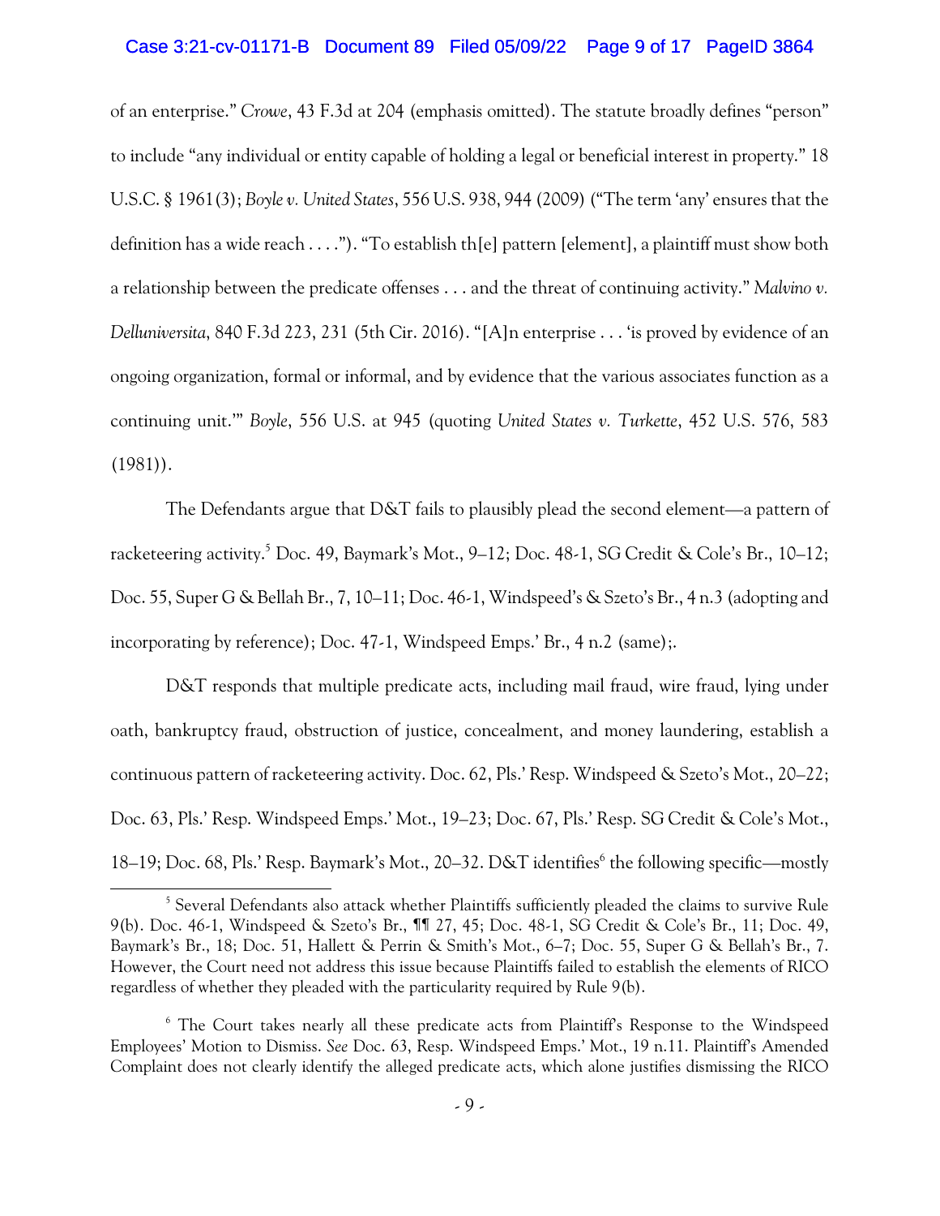of an enterprise." *Crowe*, 43 F.3d at 204 (emphasis omitted). The statute broadly defines "person" to include "any individual or entity capable of holding a legal or beneficial interest in property." 18 U.S.C. § 1961(3); *Boyle v. United States*, 556 U.S. 938, 944 (2009) ("The term 'any' ensures that the definition has a wide reach . . . ."). "To establish th[e] pattern [element], a plaintiff must show both a relationship between the predicate offenses . . . and the threat of continuing activity." *Malvino v. Delluniversita*, 840 F.3d 223, 231 (5th Cir. 2016). "[A]n enterprise . . . 'is proved by evidence of an ongoing organization, formal or informal, and by evidence that the various associates function as a continuing unit.'" *Boyle*, 556 U.S. at 945 (quoting *United States v. Turkette*, 452 U.S. 576, 583 (1981)).

The Defendants argue that D&T fails to plausibly plead the second element—a pattern of racketeering activity.[5] Doc. 49, Baymark's Mot., 9–12; Doc. 48-1, SG Credit & Cole's Br., 10–12; Doc. 55, Super G & Bellah Br., 7, 10–11; Doc. 46-1, Windspeed's & Szeto's Br., 4 n.3 (adopting and incorporating by reference); Doc. 47-1, Windspeed Emps.' Br., 4 n.2 (same);.

D&T responds that multiple predicate acts, including mail fraud, wire fraud, lying under oath, bankruptcy fraud, obstruction of justice, concealment, and money laundering, establish a continuous pattern of racketeering activity. Doc. 62, Pls.' Resp. Windspeed & Szeto's Mot., 20–22; Doc. 63, Pls.' Resp. Windspeed Emps.' Mot., 19–23; Doc. 67, Pls.' Resp. SG Credit & Cole's Mot., 18–19; Doc. 68, Pls.' Resp. Baymark's Mot., 20–32. D&T identifies[6] the following specific—mostly

[5] Several Defendants also attack whether Plaintiffs sufficiently pleaded the claims to survive Rule 9(b). Doc. 46-1, Windspeed & Szeto's Br., ¶¶ 27, 45; Doc. 48-1, SG Credit & Cole's Br., 11; Doc. 49, Baymark's Br., 18; Doc. 51, Hallett & Perrin & Smith's Mot., 6–7; Doc. 55, Super G & Bellah's Br., 7. However, the Court need not address this issue because Plaintiffs failed to establish the elements of RICO regardless of whether they pleaded with the particularity required by Rule 9(b).

[6] The Court takes nearly all these predicate acts from Plaintiff's Response to the Windspeed Employees' Motion to Dismiss. *See* Doc. 63, Resp. Windspeed Emps.' Mot., 19 n.11. Plaintiff's Amended Complaint does not clearly identify the alleged predicate acts, which alone justifies dismissing the RICO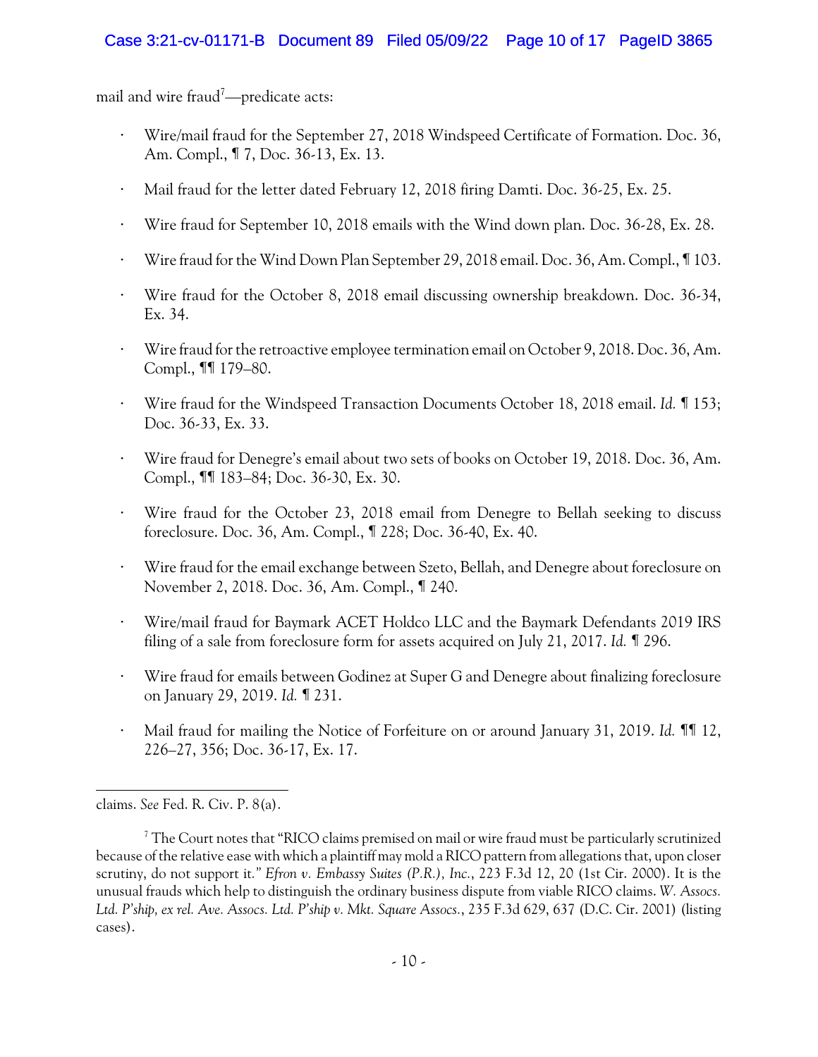mail and wire fraud[7]—predicate acts:

- Wire/mail fraud for the September 27, 2018 Windspeed Certificate of Formation. Doc. 36, Am. Compl., ¶ 7, Doc. 36-13, Ex. 13.
- Mail fraud for the letter dated February 12, 2018 firing Damti. Doc. 36-25, Ex. 25.
- Wire fraud for September 10, 2018 emails with the Wind down plan. Doc. 36-28, Ex. 28.
- Wire fraud for the Wind Down Plan September 29, 2018 email. Doc. 36, Am. Compl., ¶ 103.
- Wire fraud for the October 8, 2018 email discussing ownership breakdown. Doc. 36-34, Ex. 34.
- Wire fraud for the retroactive employee termination email on October 9, 2018. Doc. 36, Am. Compl., ¶¶ 179–80.
- Wire fraud for the Windspeed Transaction Documents October 18, 2018 email. *Id.* ¶ 153; Doc. 36-33, Ex. 33.
- Wire fraud for Denegre's email about two sets of books on October 19, 2018. Doc. 36, Am. Compl., ¶¶ 183–84; Doc. 36-30, Ex. 30.
- Wire fraud for the October 23, 2018 email from Denegre to Bellah seeking to discuss foreclosure. Doc. 36, Am. Compl., ¶ 228; Doc. 36-40, Ex. 40.
- Wire fraud for the email exchange between Szeto, Bellah, and Denegre about foreclosure on November 2, 2018. Doc. 36, Am. Compl., ¶ 240.
- Wire/mail fraud for Baymark ACET Holdco LLC and the Baymark Defendants 2019 IRS filing of a sale from foreclosure form for assets acquired on July 21, 2017. *Id.* ¶ 296.
- Wire fraud for emails between Godinez at Super G and Denegre about finalizing foreclosure on January 29, 2019. *Id.* ¶ 231.
- Mail fraud for mailing the Notice of Forfeiture on or around January 31, 2019. *Id.* ¶¶ 12, 226–27, 356; Doc. 36-17, Ex. 17.

---

claims. *See* Fed. R. Civ. P. 8(a).

[7] The Court notes that "RICO claims premised on mail or wire fraud must be particularly scrutinized because of the relative ease with which a plaintiff may mold a RICO pattern from allegations that, upon closer scrutiny, do not support it." *Efron v. Embassy Suites (P.R.), Inc.*, 223 F.3d 12, 20 (1st Cir. 2000). It is the unusual frauds which help to distinguish the ordinary business dispute from viable RICO claims. *W. Assocs. Ltd. P'ship, ex rel. Ave. Assocs. Ltd. P'ship v. Mkt. Square Assocs.*, 235 F.3d 629, 637 (D.C. Cir. 2001) (listing cases).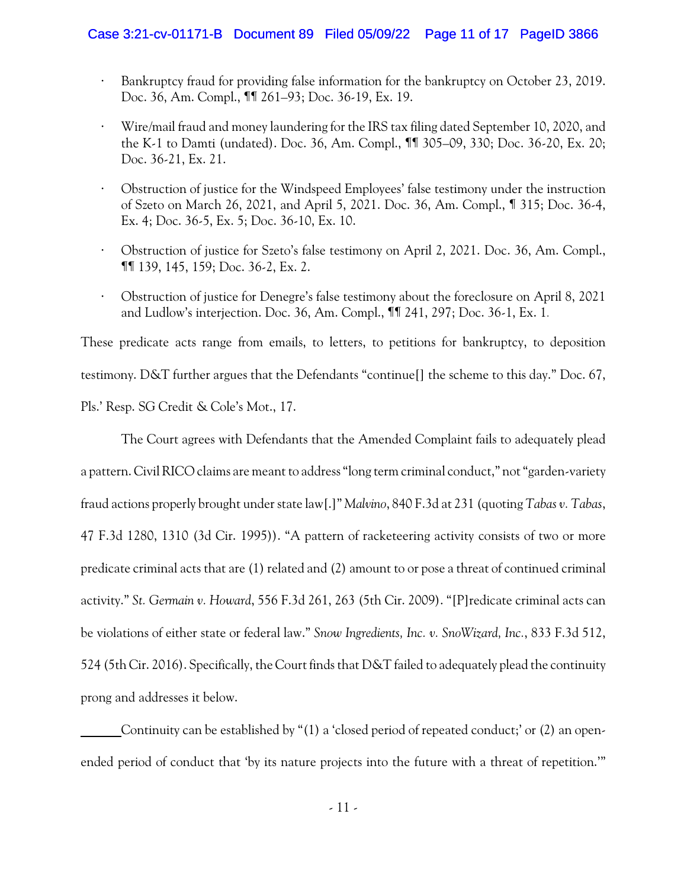- Bankruptcy fraud for providing false information for the bankruptcy on October 23, 2019. Doc. 36, Am. Compl., ¶¶ 261–93; Doc. 36-19, Ex. 19.
- Wire/mail fraud and money laundering for the IRS tax filing dated September 10, 2020, and the K-1 to Damti (undated). Doc. 36, Am. Compl., ¶¶ 305–09, 330; Doc. 36-20, Ex. 20; Doc. 36-21, Ex. 21.
- Obstruction of justice for the Windspeed Employees' false testimony under the instruction of Szeto on March 26, 2021, and April 5, 2021. Doc. 36, Am. Compl., ¶ 315; Doc. 36-4, Ex. 4; Doc. 36-5, Ex. 5; Doc. 36-10, Ex. 10.
- Obstruction of justice for Szeto's false testimony on April 2, 2021. Doc. 36, Am. Compl., ¶¶ 139, 145, 159; Doc. 36-2, Ex. 2.
- Obstruction of justice for Denegre's false testimony about the foreclosure on April 8, 2021 and Ludlow's interjection. Doc. 36, Am. Compl., ¶¶ 241, 297; Doc. 36-1, Ex. 1.

These predicate acts range from emails, to letters, to petitions for bankruptcy, to deposition testimony. D&T further argues that the Defendants "continue[] the scheme to this day." Doc. 67, Pls.' Resp. SG Credit & Cole's Mot., 17.

The Court agrees with Defendants that the Amended Complaint fails to adequately plead a pattern. Civil RICO claims are meant to address "long term criminal conduct," not "garden-variety fraud actions properly brought under state law[.]" *Malvino*, 840 F.3d at 231 (quoting *Tabas v. Tabas*, 47 F.3d 1280, 1310 (3d Cir. 1995)). "A pattern of racketeering activity consists of two or more predicate criminal acts that are (1) related and (2) amount to or pose a threat of continued criminal activity." *St. Germain v. Howard*, 556 F.3d 261, 263 (5th Cir. 2009). "[P]redicate criminal acts can be violations of either state or federal law." *Snow Ingredients, Inc. v. SnoWizard, Inc.*, 833 F.3d 512, 524 (5th Cir. 2016). Specifically, the Court finds that D&T failed to adequately plead the continuity prong and addresses it below.

Continuity can be established by "(1) a 'closed period of repeated conduct;' or (2) an open-ended period of conduct that 'by its nature projects into the future with a threat of repetition.'"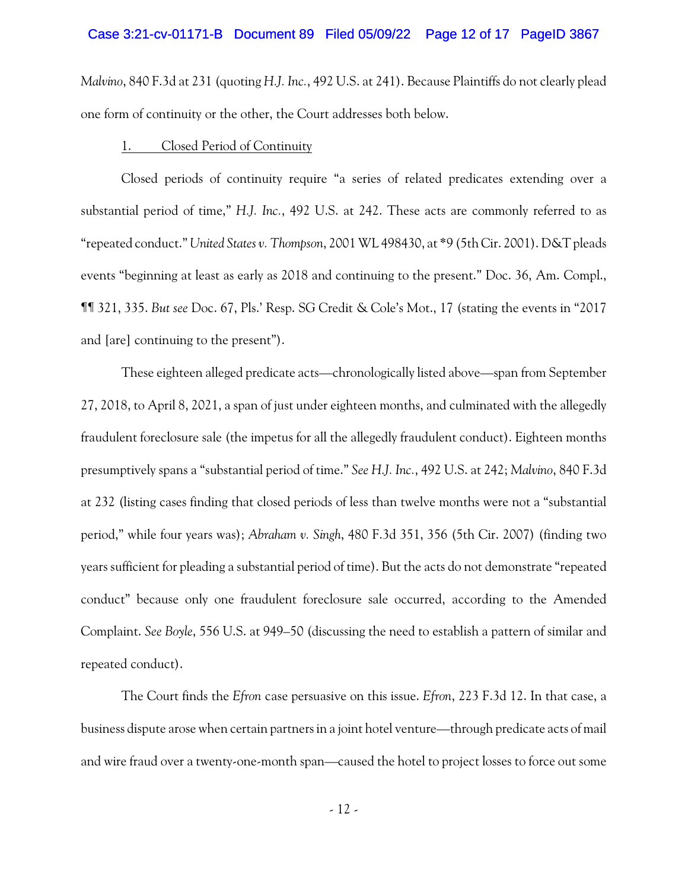*Malvino*, 840 F.3d at 231 (quoting *H.J. Inc.*, 492 U.S. at 241). Because Plaintiffs do not clearly plead one form of continuity or the other, the Court addresses both below.

1. <u>Closed Period of Continuity</u>

Closed periods of continuity require "a series of related predicates extending over a substantial period of time," *H.J. Inc.*, 492 U.S. at 242. These acts are commonly referred to as "repeated conduct." *United States v. Thompson*, 2001 WL 498430, at *9 (5th Cir. 2001). D&T pleads events "beginning at least as early as 2018 and continuing to the present." Doc. 36, Am. Compl., ¶¶ 321, 335. *But see* Doc. 67, Pls.' Resp. SG Credit & Cole's Mot., 17 (stating the events in "2017 and [are] continuing to the present").

These eighteen alleged predicate acts—chronologically listed above—span from September 27, 2018, to April 8, 2021, a span of just under eighteen months, and culminated with the allegedly fraudulent foreclosure sale (the impetus for all the allegedly fraudulent conduct). Eighteen months presumptively spans a "substantial period of time." *See H.J. Inc.*, 492 U.S. at 242; *Malvino*, 840 F.3d at 232 (listing cases finding that closed periods of less than twelve months were not a "substantial period," while four years was); *Abraham v. Singh*, 480 F.3d 351, 356 (5th Cir. 2007) (finding two years sufficient for pleading a substantial period of time). But the acts do not demonstrate "repeated conduct" because only one fraudulent foreclosure sale occurred, according to the Amended Complaint. *See Boyle*, 556 U.S. at 949–50 (discussing the need to establish a pattern of similar and repeated conduct).

The Court finds the *Efron* case persuasive on this issue. *Efron*, 223 F.3d 12. In that case, a business dispute arose when certain partners in a joint hotel venture—through predicate acts of mail and wire fraud over a twenty-one-month span—caused the hotel to project losses to force out some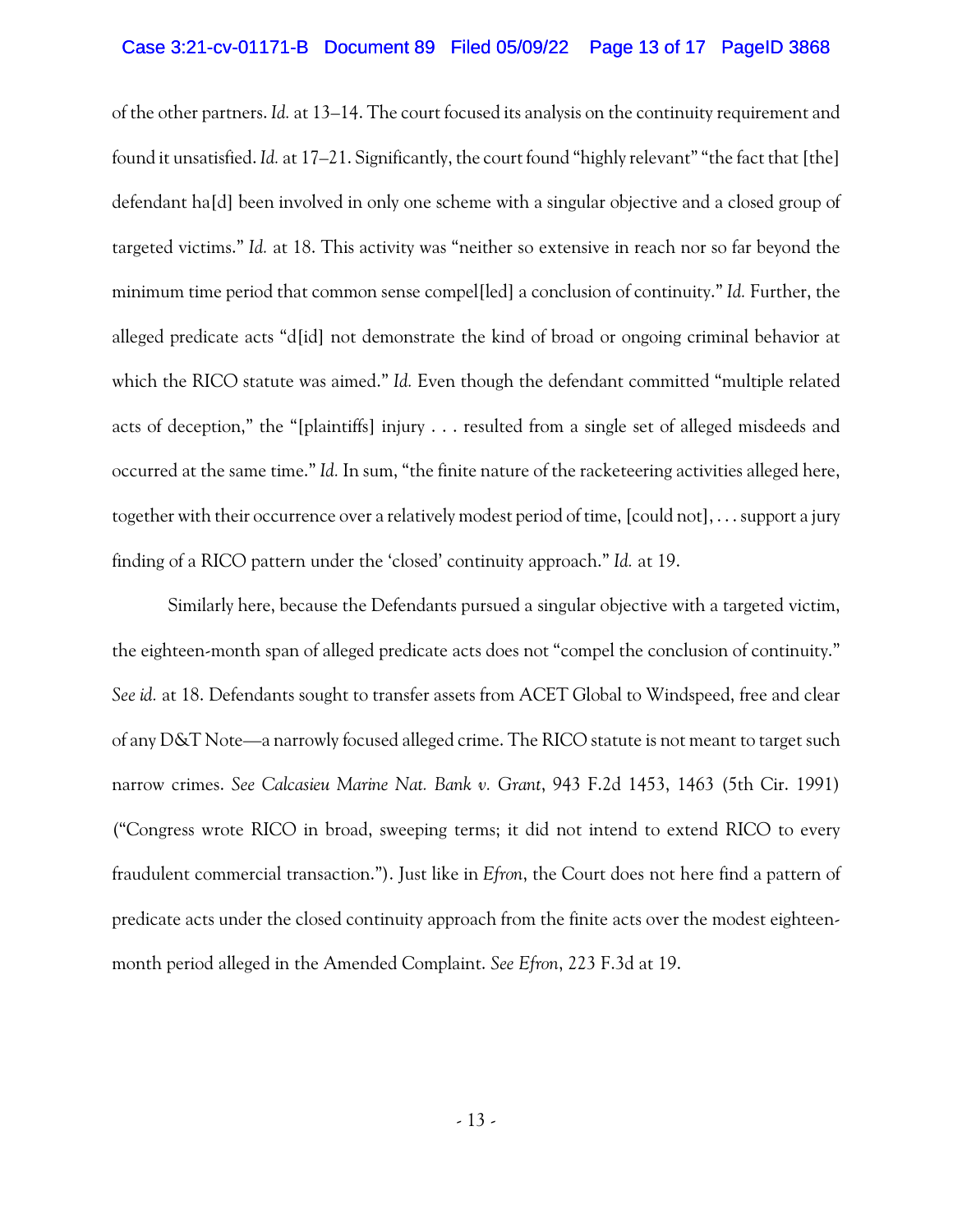of the other partners. *Id.* at 13–14. The court focused its analysis on the continuity requirement and found it unsatisfied. *Id.* at 17–21. Significantly, the court found "highly relevant" "the fact that [the] defendant ha[d] been involved in only one scheme with a singular objective and a closed group of targeted victims." *Id.* at 18. This activity was "neither so extensive in reach nor so far beyond the minimum time period that common sense compel[led] a conclusion of continuity." *Id.* Further, the alleged predicate acts "d[id] not demonstrate the kind of broad or ongoing criminal behavior at which the RICO statute was aimed." *Id.* Even though the defendant committed "multiple related acts of deception," the "[plaintiffs] injury . . . resulted from a single set of alleged misdeeds and occurred at the same time." *Id.* In sum, "the finite nature of the racketeering activities alleged here, together with their occurrence over a relatively modest period of time, [could not], . . . support a jury finding of a RICO pattern under the 'closed' continuity approach." *Id.* at 19.

Similarly here, because the Defendants pursued a singular objective with a targeted victim, the eighteen-month span of alleged predicate acts does not "compel the conclusion of continuity." *See id.* at 18. Defendants sought to transfer assets from ACET Global to Windspeed, free and clear of any D&T Note—a narrowly focused alleged crime. The RICO statute is not meant to target such narrow crimes. *See Calcasieu Marine Nat. Bank v. Grant*, 943 F.2d 1453, 1463 (5th Cir. 1991) ("Congress wrote RICO in broad, sweeping terms; it did not intend to extend RICO to every fraudulent commercial transaction."). Just like in *Efron*, the Court does not here find a pattern of predicate acts under the closed continuity approach from the finite acts over the modest eighteen-month period alleged in the Amended Complaint. *See Efron*, 223 F.3d at 19.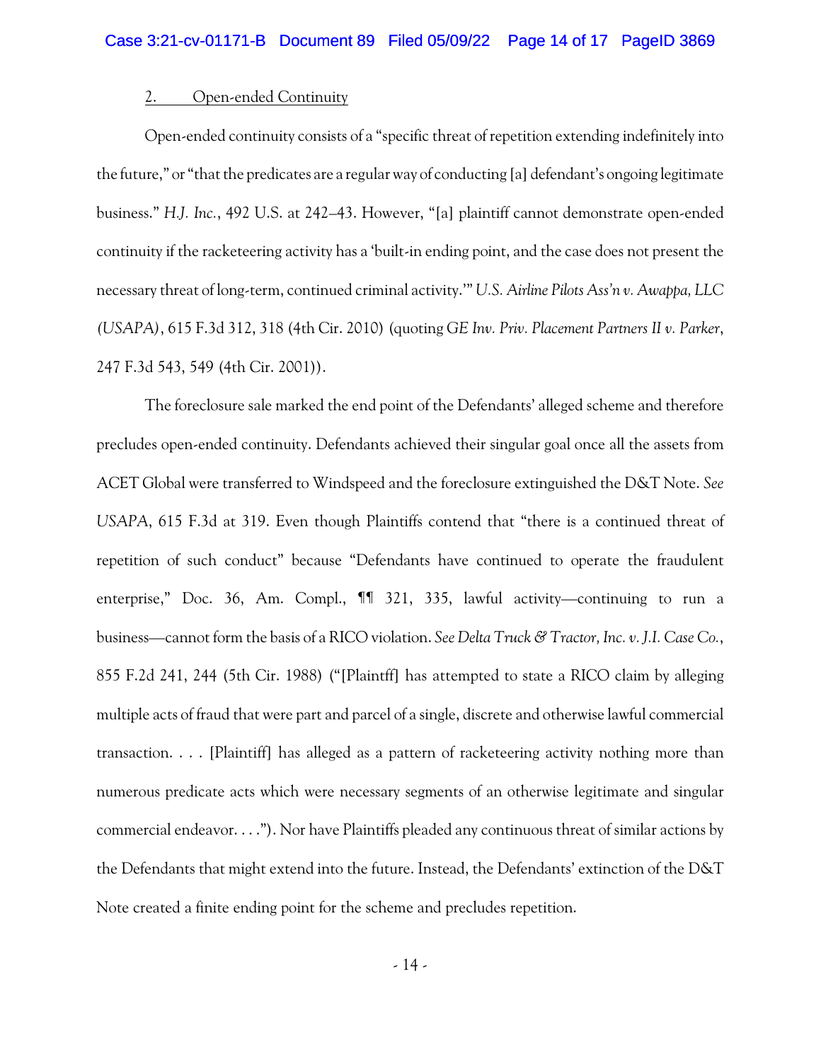### 2. Open-ended Continuity

Open-ended continuity consists of a "specific threat of repetition extending indefinitely into the future," or "that the predicates are a regular way of conducting [a] defendant's ongoing legitimate business." *H.J. Inc.*, 492 U.S. at 242–43. However, "[a] plaintiff cannot demonstrate open-ended continuity if the racketeering activity has a 'built-in ending point, and the case does not present the necessary threat of long-term, continued criminal activity.'" *U.S. Airline Pilots Ass'n v. Awappa, LLC (USAPA)*, 615 F.3d 312, 318 (4th Cir. 2010) (quoting *GE Inv. Priv. Placement Partners II v. Parker*, 247 F.3d 543, 549 (4th Cir. 2001)).

The foreclosure sale marked the end point of the Defendants' alleged scheme and therefore precludes open-ended continuity. Defendants achieved their singular goal once all the assets from ACET Global were transferred to Windspeed and the foreclosure extinguished the D&T Note. *See USAPA*, 615 F.3d at 319. Even though Plaintiffs contend that "there is a continued threat of repetition of such conduct" because "Defendants have continued to operate the fraudulent enterprise," Doc. 36, Am. Compl., ¶¶ 321, 335, lawful activity—continuing to run a business—cannot form the basis of a RICO violation. *See Delta Truck & Tractor, Inc. v. J.I. Case Co.*, 855 F.2d 241, 244 (5th Cir. 1988) ("[Plaintff] has attempted to state a RICO claim by alleging multiple acts of fraud that were part and parcel of a single, discrete and otherwise lawful commercial transaction. . . . [Plaintiff] has alleged as a pattern of racketeering activity nothing more than numerous predicate acts which were necessary segments of an otherwise legitimate and singular commercial endeavor. . . ."). Nor have Plaintiffs pleaded any continuous threat of similar actions by the Defendants that might extend into the future. Instead, the Defendants' extinction of the D&T Note created a finite ending point for the scheme and precludes repetition.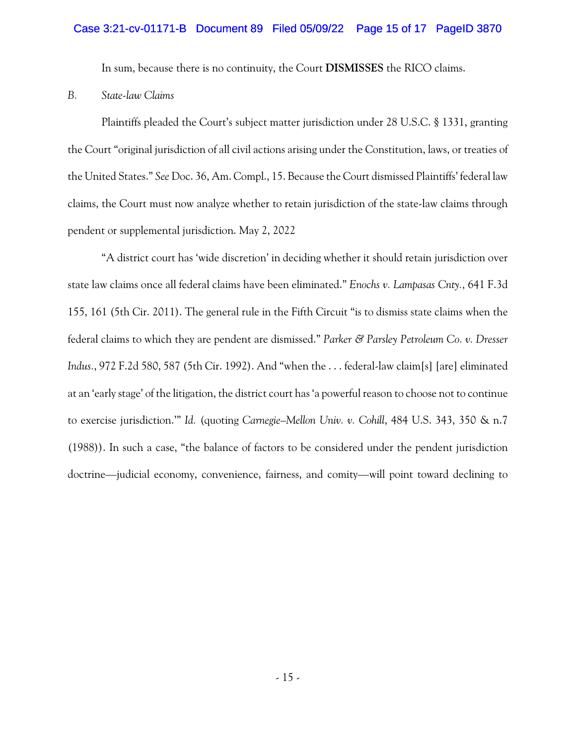In sum, because there is no continuity, the Court **DISMISSES** the RICO claims.

*B. State-law Claims*

Plaintiffs pleaded the Court's subject matter jurisdiction under 28 U.S.C. § 1331, granting the Court "original jurisdiction of all civil actions arising under the Constitution, laws, or treaties of the United States." *See* Doc. 36, Am. Compl., 15. Because the Court dismissed Plaintiffs' federal law claims, the Court must now analyze whether to retain jurisdiction of the state-law claims through pendent or supplemental jurisdiction. May 2, 2022

"A district court has 'wide discretion' in deciding whether it should retain jurisdiction over state law claims once all federal claims have been eliminated." *Enochs v. Lampasas Cnty.*, 641 F.3d 155, 161 (5th Cir. 2011). The general rule in the Fifth Circuit "is to dismiss state claims when the federal claims to which they are pendent are dismissed." *Parker & Parsley Petroleum Co. v. Dresser Indus.*, 972 F.2d 580, 587 (5th Cir. 1992). And "when the . . . federal-law claim[s] [are] eliminated at an 'early stage' of the litigation, the district court has 'a powerful reason to choose not to continue to exercise jurisdiction.'" *Id.* (quoting *Carnegie–Mellon Univ. v. Cohill*, 484 U.S. 343, 350 & n.7 (1988)). In such a case, "the balance of factors to be considered under the pendent jurisdiction doctrine—judicial economy, convenience, fairness, and comity—will point toward declining to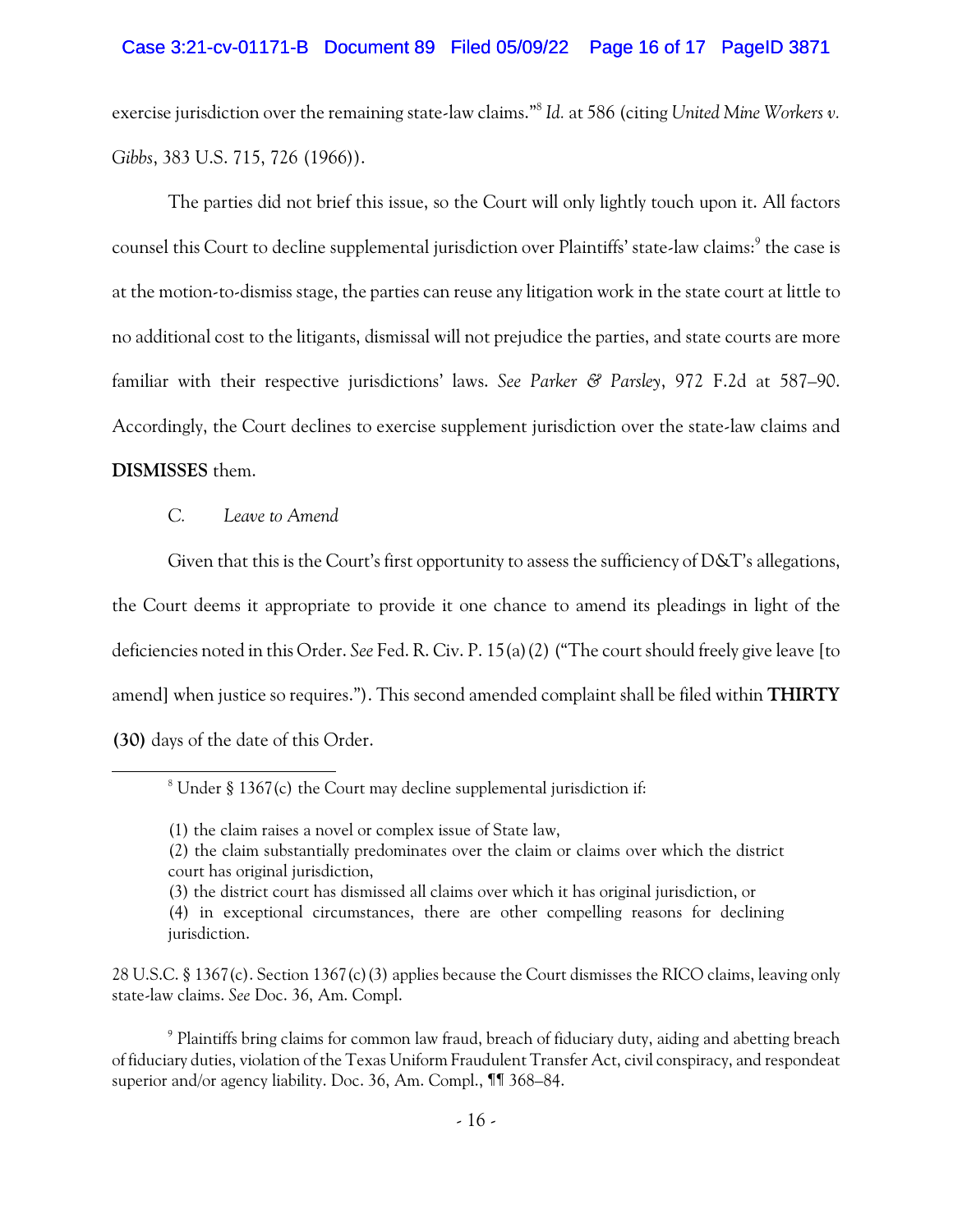exercise jurisdiction over the remaining state-law claims."[8] *Id.* at 586 (citing *United Mine Workers v. Gibbs*, 383 U.S. 715, 726 (1966)).

The parties did not brief this issue, so the Court will only lightly touch upon it. All factors counsel this Court to decline supplemental jurisdiction over Plaintiffs' state-law claims:[9] the case is at the motion-to-dismiss stage, the parties can reuse any litigation work in the state court at little to no additional cost to the litigants, dismissal will not prejudice the parties, and state courts are more familiar with their respective jurisdictions' laws. *See Parker & Parsley*, 972 F.2d at 587–90. Accordingly, the Court declines to exercise supplement jurisdiction over the state-law claims and **DISMISSES** them.

C. *Leave to Amend*

Given that this is the Court's first opportunity to assess the sufficiency of D&T's allegations, the Court deems it appropriate to provide it one chance to amend its pleadings in light of the deficiencies noted in this Order. *See* Fed. R. Civ. P. 15(a)(2) ("The court should freely give leave [to amend] when justice so requires."). This second amended complaint shall be filed within **THIRTY (30)** days of the date of this Order.

---

[8] Under § 1367(c) the Court may decline supplemental jurisdiction if:

> (1) the claim raises a novel or complex issue of State law,
> (2) the claim substantially predominates over the claim or claims over which the district court has original jurisdiction,
> (3) the district court has dismissed all claims over which it has original jurisdiction, or
> (4) in exceptional circumstances, there are other compelling reasons for declining jurisdiction.

28 U.S.C. § 1367(c). Section 1367(c)(3) applies because the Court dismisses the RICO claims, leaving only state-law claims. *See* Doc. 36, Am. Compl.

[9] Plaintiffs bring claims for common law fraud, breach of fiduciary duty, aiding and abetting breach of fiduciary duties, violation of the Texas Uniform Fraudulent Transfer Act, civil conspiracy, and respondeat superior and/or agency liability. Doc. 36, Am. Compl., ¶¶ 368–84.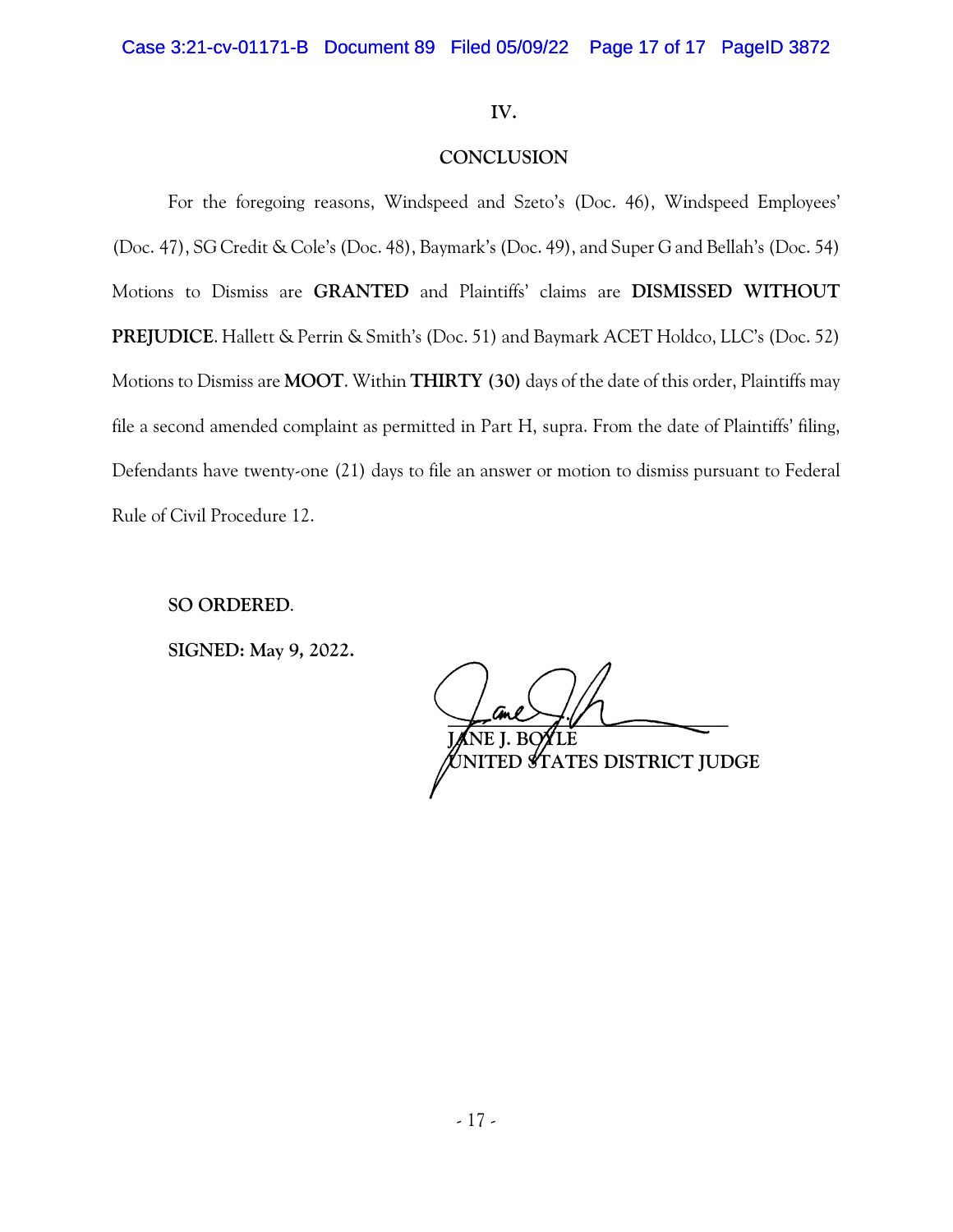## IV.

## CONCLUSION

For the foregoing reasons, Windspeed and Szeto's (Doc. 46), Windspeed Employees' (Doc. 47), SG Credit & Cole's (Doc. 48), Baymark's (Doc. 49), and Super G and Bellah's (Doc. 54) Motions to Dismiss are **GRANTED** and Plaintiffs' claims are **DISMISSED WITHOUT PREJUDICE**. Hallett & Perrin & Smith's (Doc. 51) and Baymark ACET Holdco, LLC's (Doc. 52) Motions to Dismiss are **MOOT**. Within **THIRTY (30)** days of the date of this order, Plaintiffs may file a second amended complaint as permitted in Part H, supra. From the date of Plaintiffs' filing, Defendants have twenty-one (21) days to file an answer or motion to dismiss pursuant to Federal Rule of Civil Procedure 12.

**SO ORDERED**.

**SIGNED: May 9, 2022.**

**JANE J. BOYLE**
**UNITED STATES DISTRICT JUDGE**